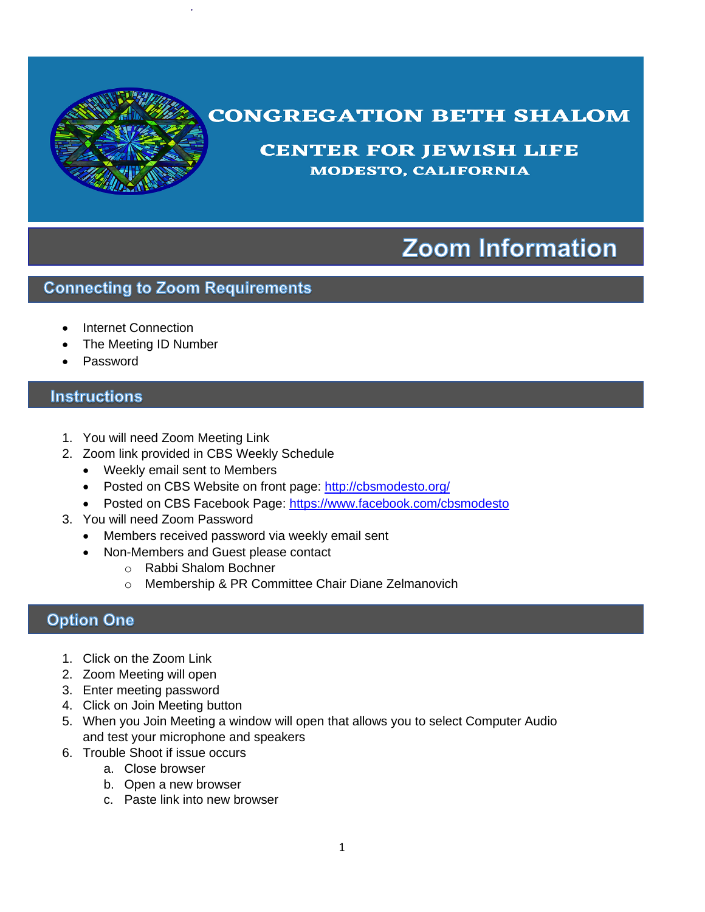# CONGREGATION BETH SHALOM

## CENTER FOR JEWISH LIFE

### MODESTO, CALIFORNIA

# Zoom Information

## Connecting to Zoom Requirements

- Internet Connection
- The Meeting ID Number
- Password

## Instructions

1. You will need Zoom Meeting Link
2. Zoom link provided in CBS Weekly Schedule
   - Weekly email sent to Members
   - Posted on CBS Website on front page: [http://cbsmodesto.org/](http://cbsmodesto.org/)
   - Posted on CBS Facebook Page: [https://www.facebook.com/cbsmodesto](https://www.facebook.com/cbsmodesto)
3. You will need Zoom Password
   - Members received password via weekly email sent
   - Non-Members and Guest please contact
     - Rabbi Shalom Bochner
     - Membership & PR Committee Chair Diane Zelmanovich

## Option One

1. Click on the Zoom Link
2. Zoom Meeting will open
3. Enter meeting password
4. Click on Join Meeting button
5. When you Join Meeting a window will open that allows you to select Computer Audio and test your microphone and speakers
6. Trouble Shoot if issue occurs
   a. Close browser
   b. Open a new browser
   c. Paste link into new browser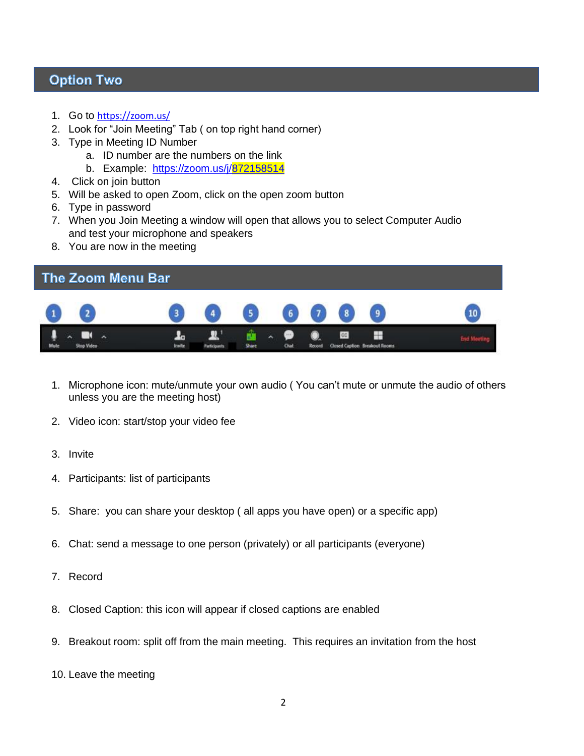## Option Two

1. Go to https://zoom.us/
2. Look for "Join Meeting" Tab ( on top right hand corner)
3. Type in Meeting ID Number
   a. ID number are the numbers on the link
   b. Example: https://zoom.us/j/872158514
4. Click on join button
5. Will be asked to open Zoom, click on the open zoom button
6. Type in password
7. When you Join Meeting a window will open that allows you to select Computer Audio and test your microphone and speakers
8. You are now in the meeting

## The Zoom Menu Bar

1 2 3 4 5 6 7 8 9 10

Mute Stop Video Invite Participants Share Chat Record Closed Caption Breakout Rooms End Meeting

1. Microphone icon: mute/unmute your own audio ( You can't mute or unmute the audio of others unless you are the meeting host)

2. Video icon: start/stop your video fee

3. Invite

4. Participants: list of participants

5. Share: you can share your desktop ( all apps you have open) or a specific app)

6. Chat: send a message to one person (privately) or all participants (everyone)

7. Record

8. Closed Caption: this icon will appear if closed captions are enabled

9. Breakout room: split off from the main meeting. This requires an invitation from the host

10. Leave the meeting